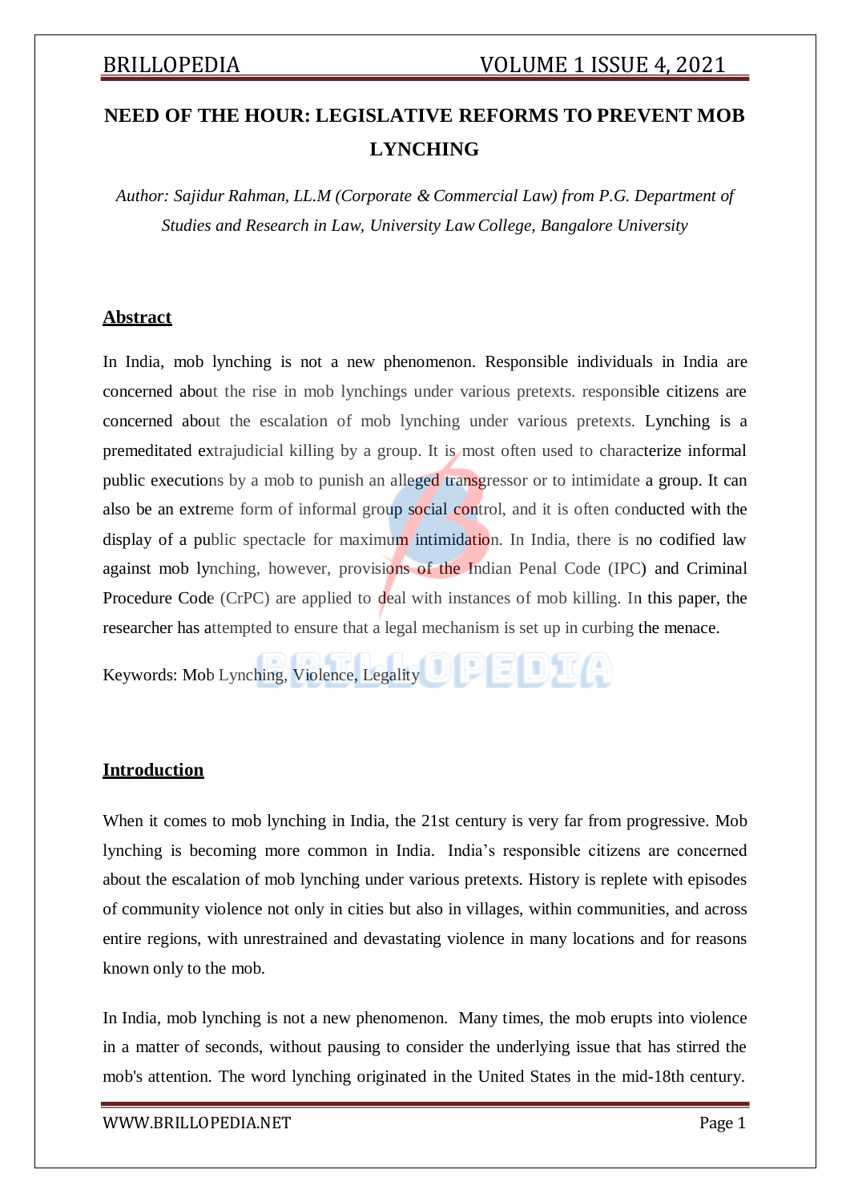# NEED OF THE HOUR: LEGISLATIVE REFORMS TO PREVENT MOB LYNCHING

*Author: Sajidur Rahman, LL.M (Corporate & Commercial Law) from P.G. Department of Studies and Research in Law, University Law College, Bangalore University*

## Abstract

In India, mob lynching is not a new phenomenon. Responsible individuals in India are concerned about the rise in mob lynchings under various pretexts. responsible citizens are concerned about the escalation of mob lynching under various pretexts. Lynching is a premeditated extrajudicial killing by a group. It is most often used to characterize informal public executions by a mob to punish an alleged transgressor or to intimidate a group. It can also be an extreme form of informal group social control, and it is often conducted with the display of a public spectacle for maximum intimidation. In India, there is no codified law against mob lynching, however, provisions of the Indian Penal Code (IPC) and Criminal Procedure Code (CrPC) are applied to deal with instances of mob killing. In this paper, the researcher has attempted to ensure that a legal mechanism is set up in curbing the menace.

Keywords: Mob Lynching, Violence, Legality

## Introduction

When it comes to mob lynching in India, the 21st century is very far from progressive. Mob lynching is becoming more common in India. India's responsible citizens are concerned about the escalation of mob lynching under various pretexts. History is replete with episodes of community violence not only in cities but also in villages, within communities, and across entire regions, with unrestrained and devastating violence in many locations and for reasons known only to the mob.

In India, mob lynching is not a new phenomenon. Many times, the mob erupts into violence in a matter of seconds, without pausing to consider the underlying issue that has stirred the mob's attention. The word lynching originated in the United States in the mid-18th century.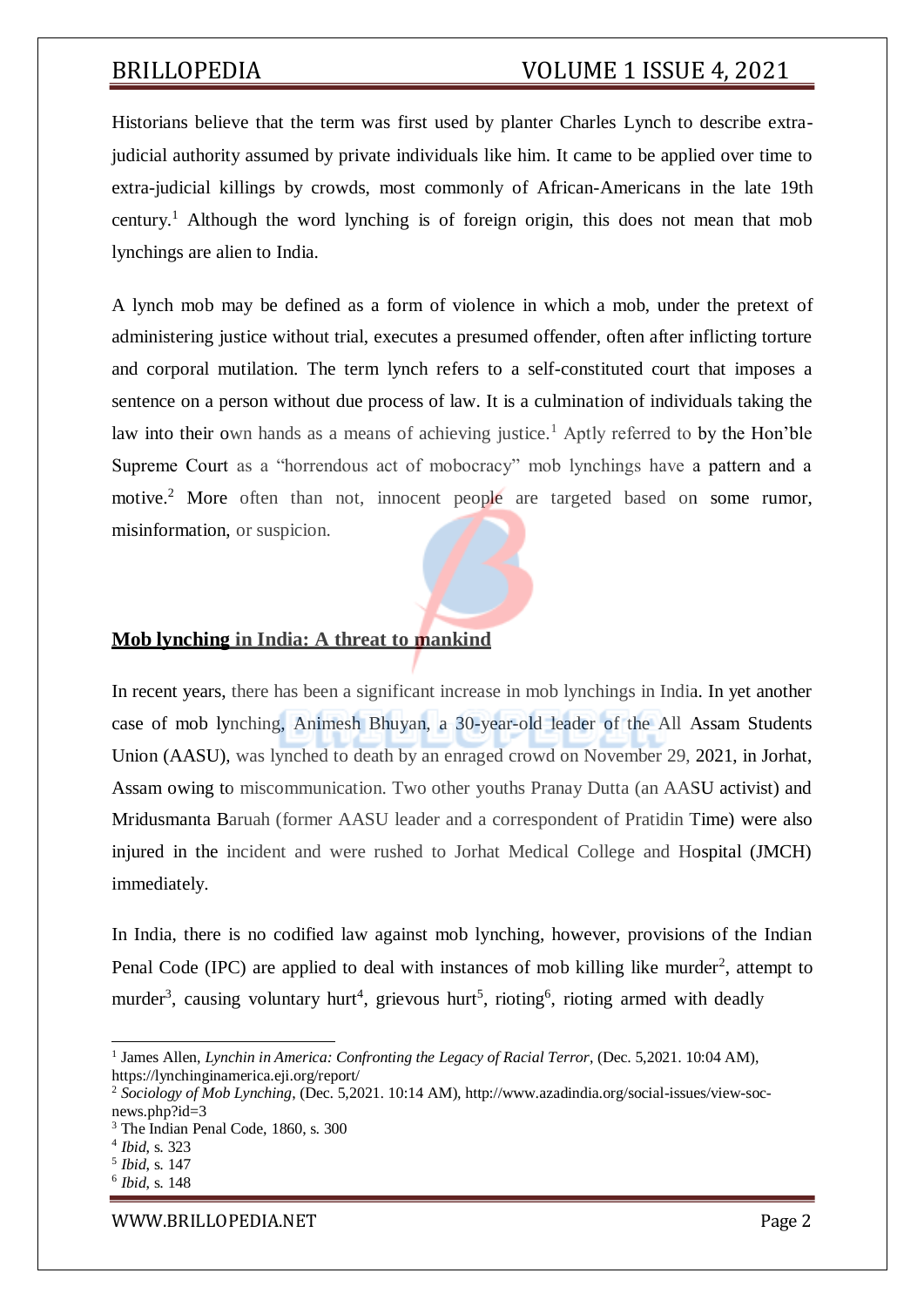Historians believe that the term was first used by planter Charles Lynch to describe extra-judicial authority assumed by private individuals like him. It came to be applied over time to extra-judicial killings by crowds, most commonly of African-Americans in the late 19th century.[1] Although the word lynching is of foreign origin, this does not mean that mob lynchings are alien to India.

A lynch mob may be defined as a form of violence in which a mob, under the pretext of administering justice without trial, executes a presumed offender, often after inflicting torture and corporal mutilation. The term lynch refers to a self-constituted court that imposes a sentence on a person without due process of law. It is a culmination of individuals taking the law into their own hands as a means of achieving justice.[1] Aptly referred to by the Hon'ble Supreme Court as a "horrendous act of mobocracy" mob lynchings have a pattern and a motive.[2] More often than not, innocent people are targeted based on some rumor, misinformation, or suspicion.

## Mob lynching in India: A threat to mankind

In recent years, there has been a significant increase in mob lynchings in India. In yet another case of mob lynching, Animesh Bhuyan, a 30-year-old leader of the All Assam Students Union (AASU), was lynched to death by an enraged crowd on November 29, 2021, in Jorhat, Assam owing to miscommunication. Two other youths Pranay Dutta (an AASU activist) and Mridusmanta Baruah (former AASU leader and a correspondent of Pratidin Time) were also injured in the incident and were rushed to Jorhat Medical College and Hospital (JMCH) immediately.

In India, there is no codified law against mob lynching, however, provisions of the Indian Penal Code (IPC) are applied to deal with instances of mob killing like murder[2], attempt to murder[3], causing voluntary hurt[4], grievous hurt[5], rioting[6], rioting armed with deadly

---

[1] James Allen, *Lynchin in America: Confronting the Legacy of Racial Terror*, (Dec. 5,2021. 10:04 AM), https://lynchinginamerica.eji.org/report/

[2] *Sociology of Mob Lynching*, (Dec. 5,2021. 10:14 AM), http://www.azadindia.org/social-issues/view-soc-news.php?id=3

[3] The Indian Penal Code, 1860, s. 300

[4] *Ibid*, s. 323

[5] *Ibid*, s. 147

[6] *Ibid*, s. 148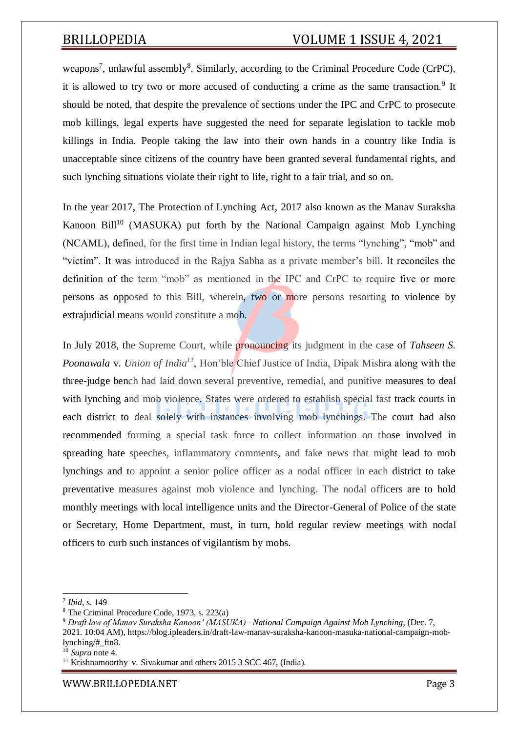weapons[7], unlawful assembly[8]. Similarly, according to the Criminal Procedure Code (CrPC), it is allowed to try two or more accused of conducting a crime as the same transaction.[9] It should be noted, that despite the prevalence of sections under the IPC and CrPC to prosecute mob killings, legal experts have suggested the need for separate legislation to tackle mob killings in India. People taking the law into their own hands in a country like India is unacceptable since citizens of the country have been granted several fundamental rights, and such lynching situations violate their right to life, right to a fair trial, and so on.

In the year 2017, The Protection of Lynching Act, 2017 also known as the Manav Suraksha Kanoon Bill[10] (MASUKA) put forth by the National Campaign against Mob Lynching (NCAML), defined, for the first time in Indian legal history, the terms "lynching", "mob" and "victim". It was introduced in the Rajya Sabha as a private member's bill. It reconciles the definition of the term "mob" as mentioned in the IPC and CrPC to require five or more persons as opposed to this Bill, wherein, two or more persons resorting to violence by extrajudicial means would constitute a mob.

In July 2018, the Supreme Court, while pronouncing its judgment in the case of *Tahseen S. Poonawala* v. *Union of India*[11], Hon'ble Chief Justice of India, Dipak Mishra along with the three-judge bench had laid down several preventive, remedial, and punitive measures to deal with lynching and mob violence. States were ordered to establish special fast track courts in each district to deal solely with instances involving mob lynchings. The court had also recommended forming a special task force to collect information on those involved in spreading hate speeches, inflammatory comments, and fake news that might lead to mob lynchings and to appoint a senior police officer as a nodal officer in each district to take preventative measures against mob violence and lynching. The nodal officers are to hold monthly meetings with local intelligence units and the Director-General of Police of the state or Secretary, Home Department, must, in turn, hold regular review meetings with nodal officers to curb such instances of vigilantism by mobs.

---

[7] *Ibid*, s. 149

[8] The Criminal Procedure Code, 1973, s. 223(a)

[9] *Draft law of Manav Suraksha Kanoon' (MASUKA) –National Campaign Against Mob Lynching*, (Dec. 7, 2021. 10:04 AM), https://blog.ipleaders.in/draft-law-manav-suraksha-kanoon-masuka-national-campaign-mob-lynching/#_ftn8.

[10] *Supra* note 4.

[11] Krishnamoorthy v. Sivakumar and others 2015 3 SCC 467, (India).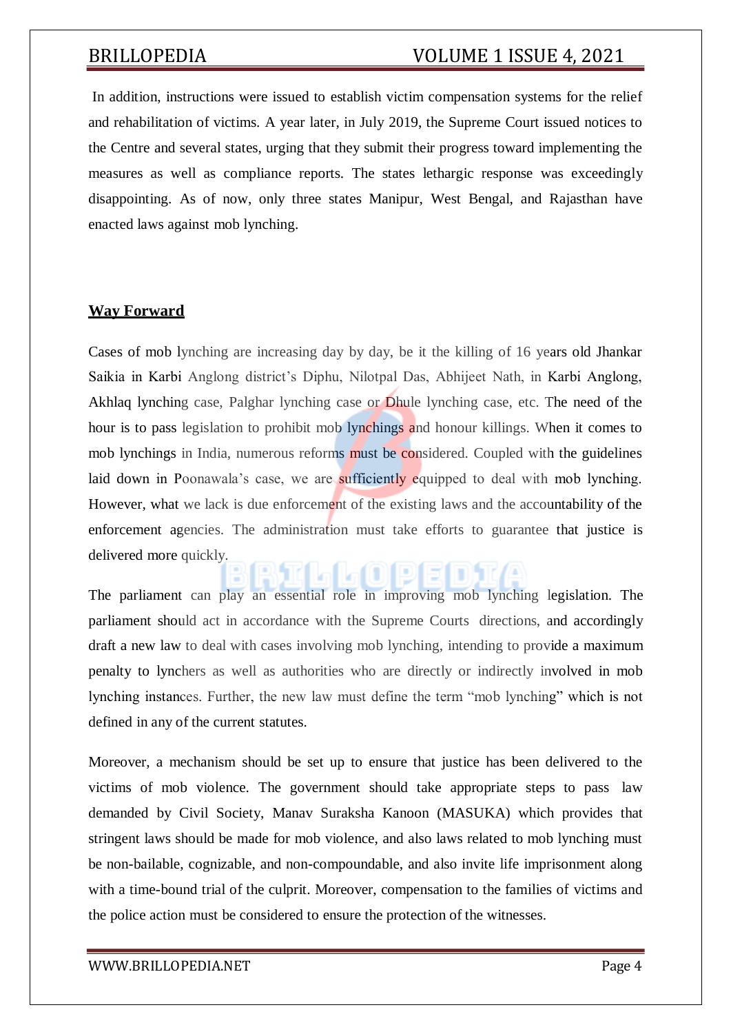In addition, instructions were issued to establish victim compensation systems for the relief and rehabilitation of victims. A year later, in July 2019, the Supreme Court issued notices to the Centre and several states, urging that they submit their progress toward implementing the measures as well as compliance reports. The states lethargic response was exceedingly disappointing. As of now, only three states Manipur, West Bengal, and Rajasthan have enacted laws against mob lynching.

## Way Forward

Cases of mob lynching are increasing day by day, be it the killing of 16 years old Jhankar Saikia in Karbi Anglong district's Diphu, Nilotpal Das, Abhijeet Nath, in Karbi Anglong, Akhlaq lynching case, Palghar lynching case or Dhule lynching case, etc. The need of the hour is to pass legislation to prohibit mob lynchings and honour killings. When it comes to mob lynchings in India, numerous reforms must be considered. Coupled with the guidelines laid down in Poonawala's case, we are sufficiently equipped to deal with mob lynching. However, what we lack is due enforcement of the existing laws and the accountability of the enforcement agencies. The administration must take efforts to guarantee that justice is delivered more quickly.

The parliament can play an essential role in improving mob lynching legislation. The parliament should act in accordance with the Supreme Courts directions, and accordingly draft a new law to deal with cases involving mob lynching, intending to provide a maximum penalty to lynchers as well as authorities who are directly or indirectly involved in mob lynching instances. Further, the new law must define the term "mob lynching" which is not defined in any of the current statutes.

Moreover, a mechanism should be set up to ensure that justice has been delivered to the victims of mob violence. The government should take appropriate steps to pass law demanded by Civil Society, Manav Suraksha Kanoon (MASUKA) which provides that stringent laws should be made for mob violence, and also laws related to mob lynching must be non-bailable, cognizable, and non-compoundable, and also invite life imprisonment along with a time-bound trial of the culprit. Moreover, compensation to the families of victims and the police action must be considered to ensure the protection of the witnesses.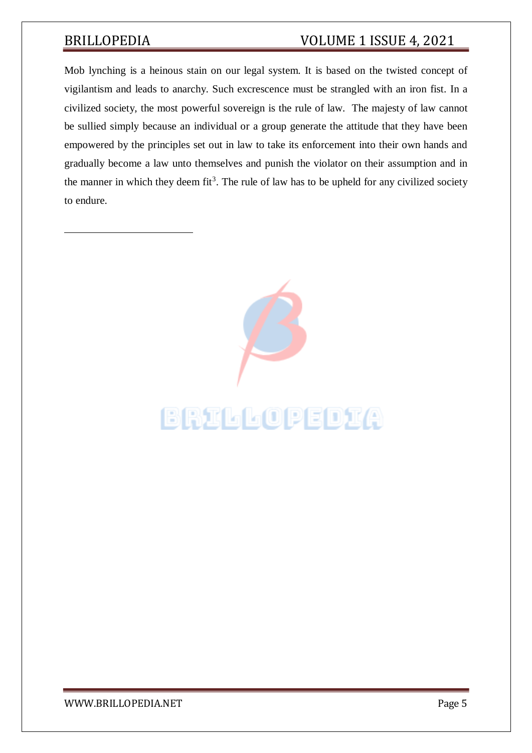Mob lynching is a heinous stain on our legal system. It is based on the twisted concept of vigilantism and leads to anarchy. Such excrescence must be strangled with an iron fist. In a civilized society, the most powerful sovereign is the rule of law. The majesty of law cannot be sullied simply because an individual or a group generate the attitude that they have been empowered by the principles set out in law to take its enforcement into their own hands and gradually become a law unto themselves and punish the violator on their assumption and in the manner in which they deem fit[3]. The rule of law has to be upheld for any civilized society to endure.